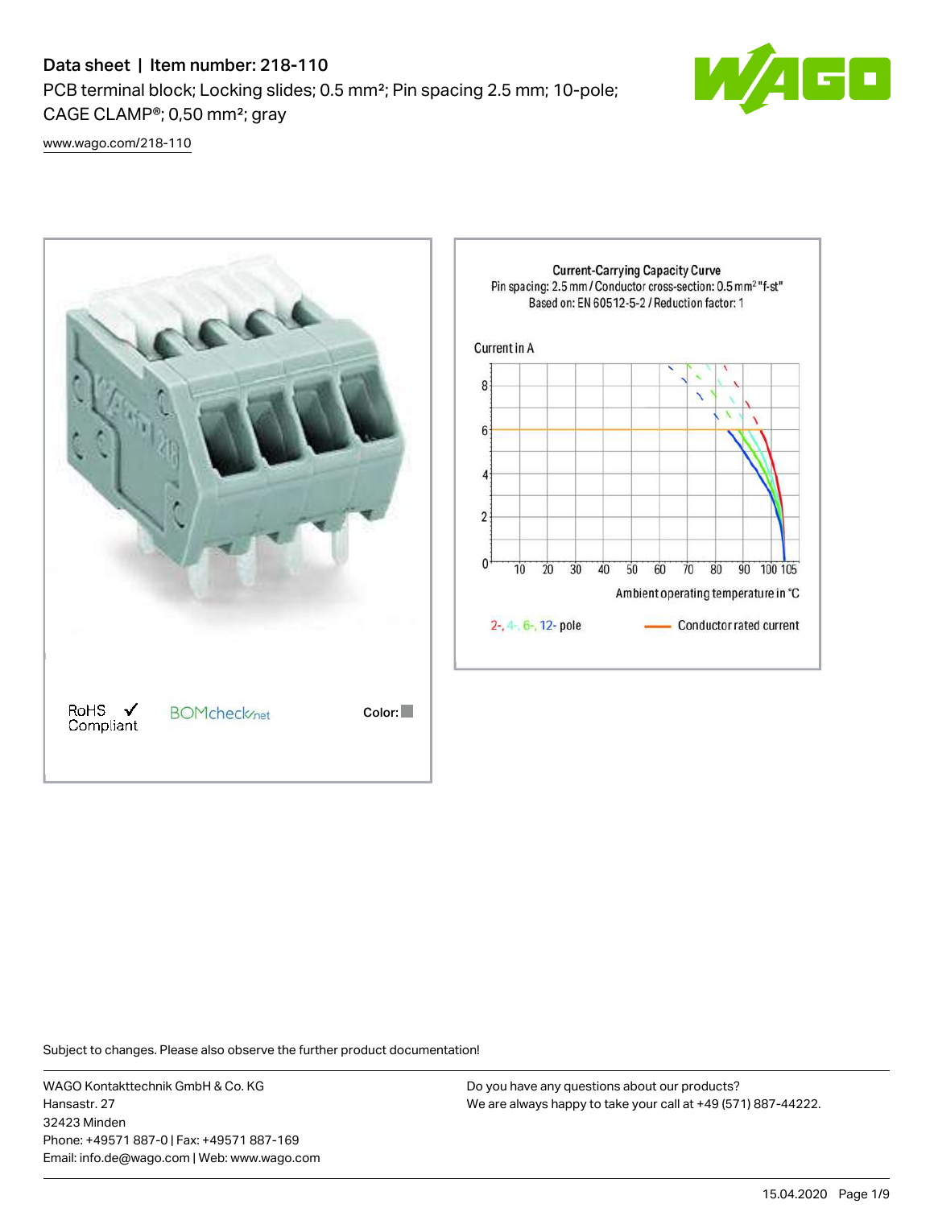# Data sheet | Item number: 218-110

PCB terminal block; Locking slides; 0.5 mm²; Pin spacing 2.5 mm; 10-pole; CAGE CLAMP®; 0,50 mm²; gray

www.wago.com/218-110

RoHS ✓ Compliant

BOMcheck.net

Color:

**Current-Carrying Capacity Curve**

Pin spacing: 2.5 mm / Conductor cross-section: 0.5 mm² "f-st"

Based on: EN 60512-5-2 / Reduction factor: 1

Current in A

Ambient operating temperature in °C

2-, 4-, 6-, 12- pole

Conductor rated current

Subject to changes. Please also observe the further product documentation!

WAGO Kontakttechnik GmbH & Co. KG
Hansastr. 27
32423 Minden
Phone: +49571 887-0 | Fax: +49571 887-169
Email: info.de@wago.com | Web: www.wago.com

Do you have any questions about our products?
We are always happy to take your call at +49 (571) 887-44222.

15.04.2020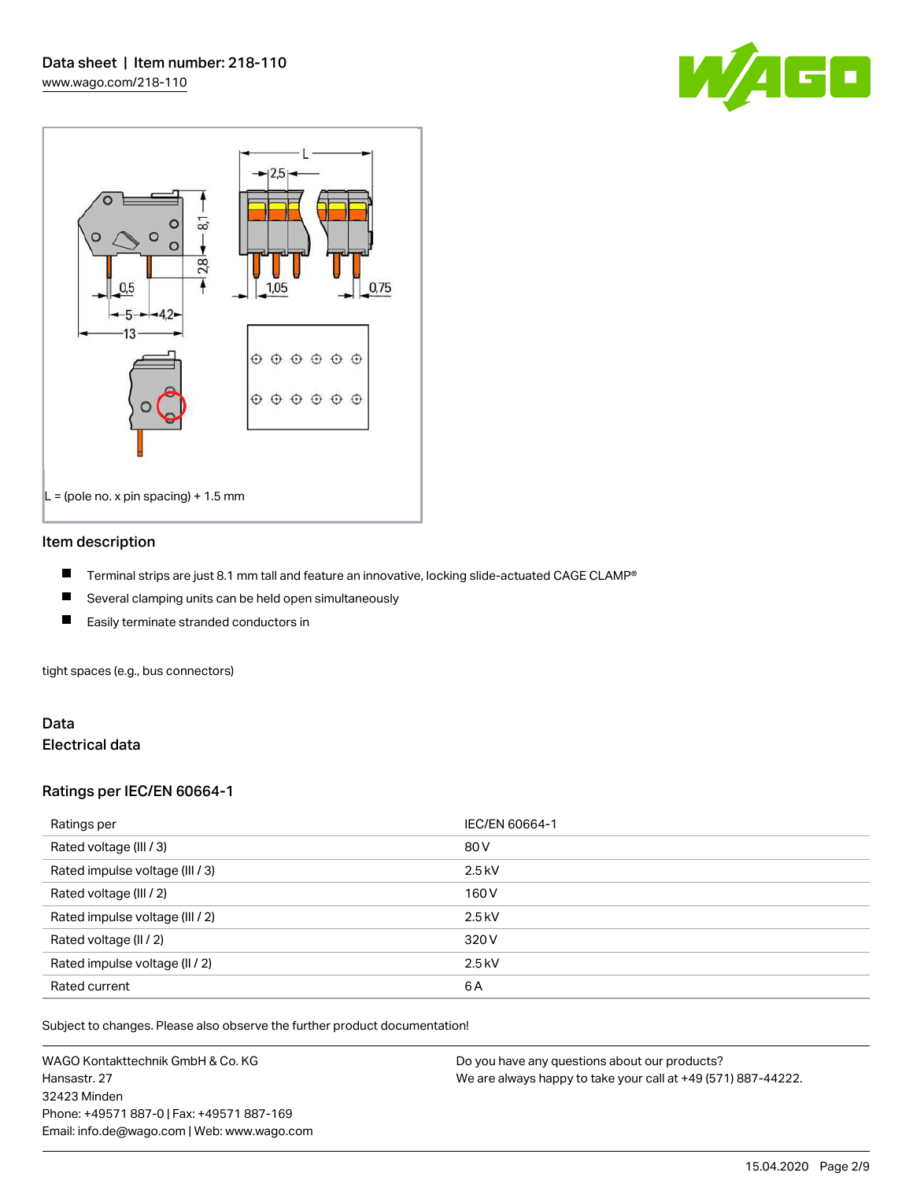## Item description

- Terminal strips are just 8.1 mm tall and feature an innovative, locking slide-actuated CAGE CLAMP®
- Several clamping units can be held open simultaneously
- Easily terminate stranded conductors in

tight spaces (e.g., bus connectors)

L = (pole no. x pin spacing) + 1.5 mm

## Data

### Electrical data

### Ratings per IEC/EN 60664-1

| Ratings per | IEC/EN 60664-1 |
|---|---|
| Rated voltage (III / 3) | 80 V |
| Rated impulse voltage (III / 3) | 2.5 kV |
| Rated voltage (III / 2) | 160 V |
| Rated impulse voltage (III / 2) | 2.5 kV |
| Rated voltage (II / 2) | 320 V |
| Rated impulse voltage (II / 2) | 2.5 kV |
| Rated current | 6 A |

Subject to changes. Please also observe the further product documentation!

WAGO Kontakttechnik GmbH & Co. KG
Hansastr. 27
32423 Minden
Phone: +49571 887-0 | Fax: +49571 887-169
Email: info.de@wago.com | Web: www.wago.com

Do you have any questions about our products?
We are always happy to take your call at +49 (571) 887-44222.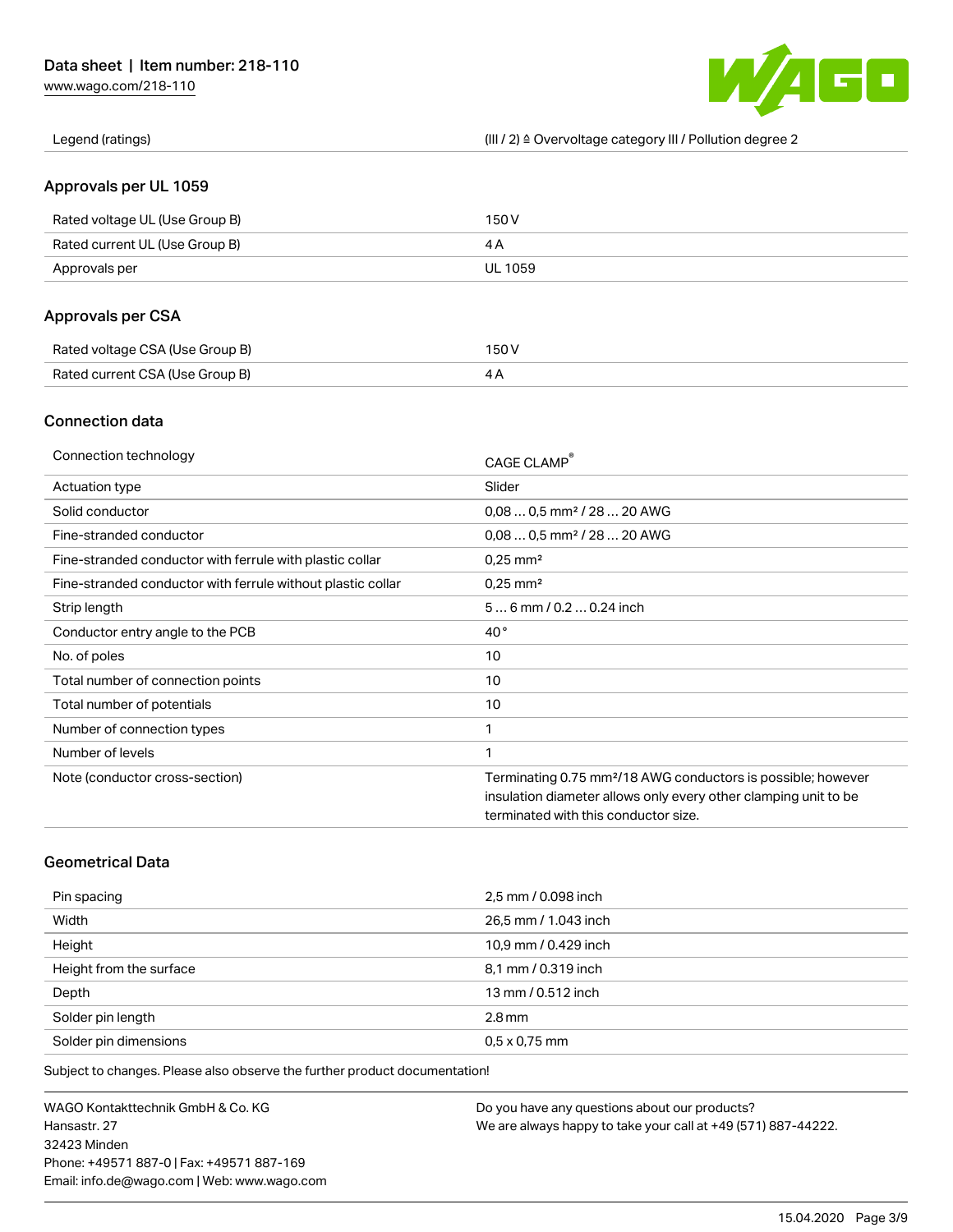| | |
|---|---|
| Legend (ratings) | (III / 2) ≙ Overvoltage category III / Pollution degree 2 |

## Approvals per UL 1059

| | |
|---|---|
| Rated voltage UL (Use Group B) | 150 V |
| Rated current UL (Use Group B) | 4 A |
| Approvals per | UL 1059 |

## Approvals per CSA

| | |
|---|---|
| Rated voltage CSA (Use Group B) | 150 V |
| Rated current CSA (Use Group B) | 4 A |

## Connection data

| | |
|---|---|
| Connection technology | CAGE CLAMP® |
| Actuation type | Slider |
| Solid conductor | 0,08 … 0,5 mm² / 28 … 20 AWG |
| Fine-stranded conductor | 0,08 … 0,5 mm² / 28 … 20 AWG |
| Fine-stranded conductor with ferrule with plastic collar | 0,25 mm² |
| Fine-stranded conductor with ferrule without plastic collar | 0,25 mm² |
| Strip length | 5 … 6 mm / 0.2 … 0.24 inch |
| Conductor entry angle to the PCB | 40 ° |
| No. of poles | 10 |
| Total number of connection points | 10 |
| Total number of potentials | 10 |
| Number of connection types | 1 |
| Number of levels | 1 |
| Note (conductor cross-section) | Terminating 0.75 mm²/18 AWG conductors is possible; however insulation diameter allows only every other clamping unit to be terminated with this conductor size. |

## Geometrical Data

| | |
|---|---|
| Pin spacing | 2,5 mm / 0.098 inch |
| Width | 26,5 mm / 1.043 inch |
| Height | 10,9 mm / 0.429 inch |
| Height from the surface | 8,1 mm / 0.319 inch |
| Depth | 13 mm / 0.512 inch |
| Solder pin length | 2.8 mm |
| Solder pin dimensions | 0,5 x 0,75 mm |

Subject to changes. Please also observe the further product documentation!

WAGO Kontakttechnik GmbH & Co. KG
Hansastr. 27
32423 Minden
Phone: +49571 887-0 | Fax: +49571 887-169
Email: info.de@wago.com | Web: www.wago.com

Do you have any questions about our products?
We are always happy to take your call at +49 (571) 887-44222.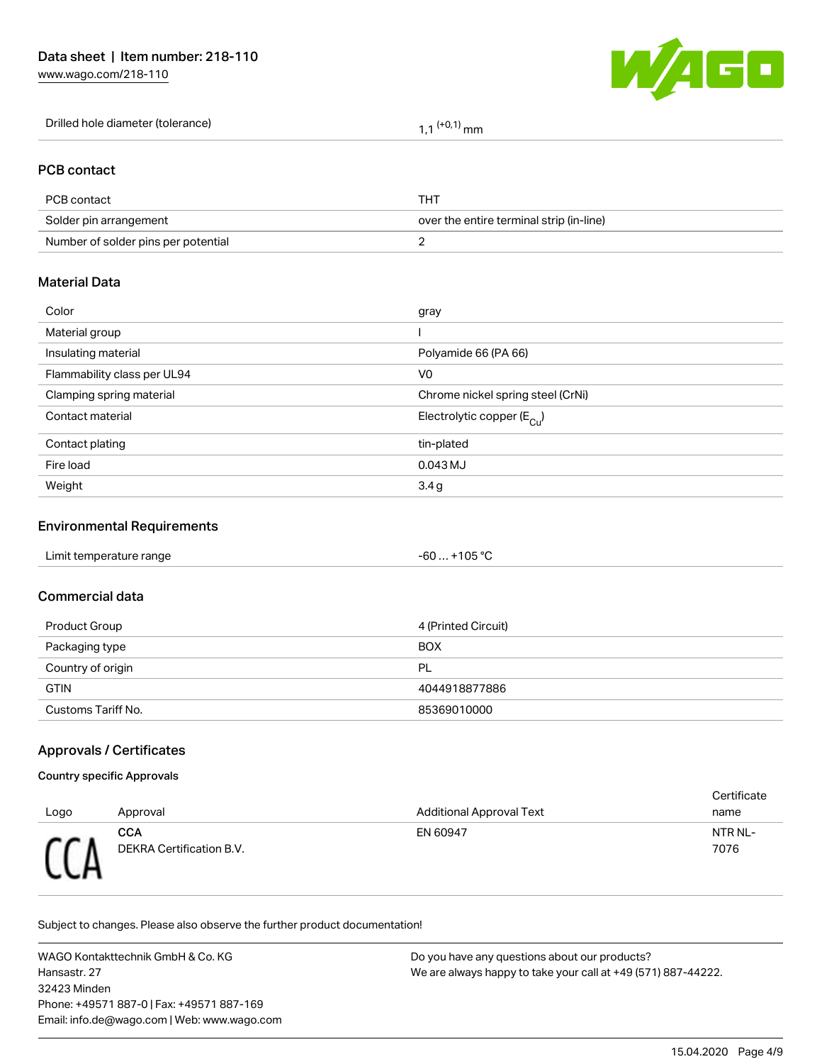| | |
|---|---|
| Drilled hole diameter (tolerance) | 1,1 $^{(+0,1)}$ mm |

## PCB contact

| | |
|---|---|
| PCB contact | THT |
| Solder pin arrangement | over the entire terminal strip (in-line) |
| Number of solder pins per potential | 2 |

## Material Data

| | |
|---|---|
| Color | gray |
| Material group | I |
| Insulating material | Polyamide 66 (PA 66) |
| Flammability class per UL94 | V0 |
| Clamping spring material | Chrome nickel spring steel (CrNi) |
| Contact material | Electrolytic copper ($E_{Cu}$) |
| Contact plating | tin-plated |
| Fire load | 0.043 MJ |
| Weight | 3.4 g |

## Environmental Requirements

| | |
|---|---|
| Limit temperature range | -60 … +105 °C |

## Commercial data

| | |
|---|---|
| Product Group | 4 (Printed Circuit) |
| Packaging type | BOX |
| Country of origin | PL |
| GTIN | 4044918877886 |
| Customs Tariff No. | 85369010000 |

## Approvals / Certificates

### Country specific Approvals

| Logo | Approval | Additional Approval Text | Certificate name |
|---|---|---|---|
| | **CCA** DEKRA Certification B.V. | EN 60947 | NTR NL-7076 |

Subject to changes. Please also observe the further product documentation!

WAGO Kontakttechnik GmbH & Co. KG
Hansastr. 27
32423 Minden
Phone: +49571 887-0 | Fax: +49571 887-169
Email: info.de@wago.com | Web: www.wago.com

Do you have any questions about our products?
We are always happy to take your call at +49 (571) 887-44222.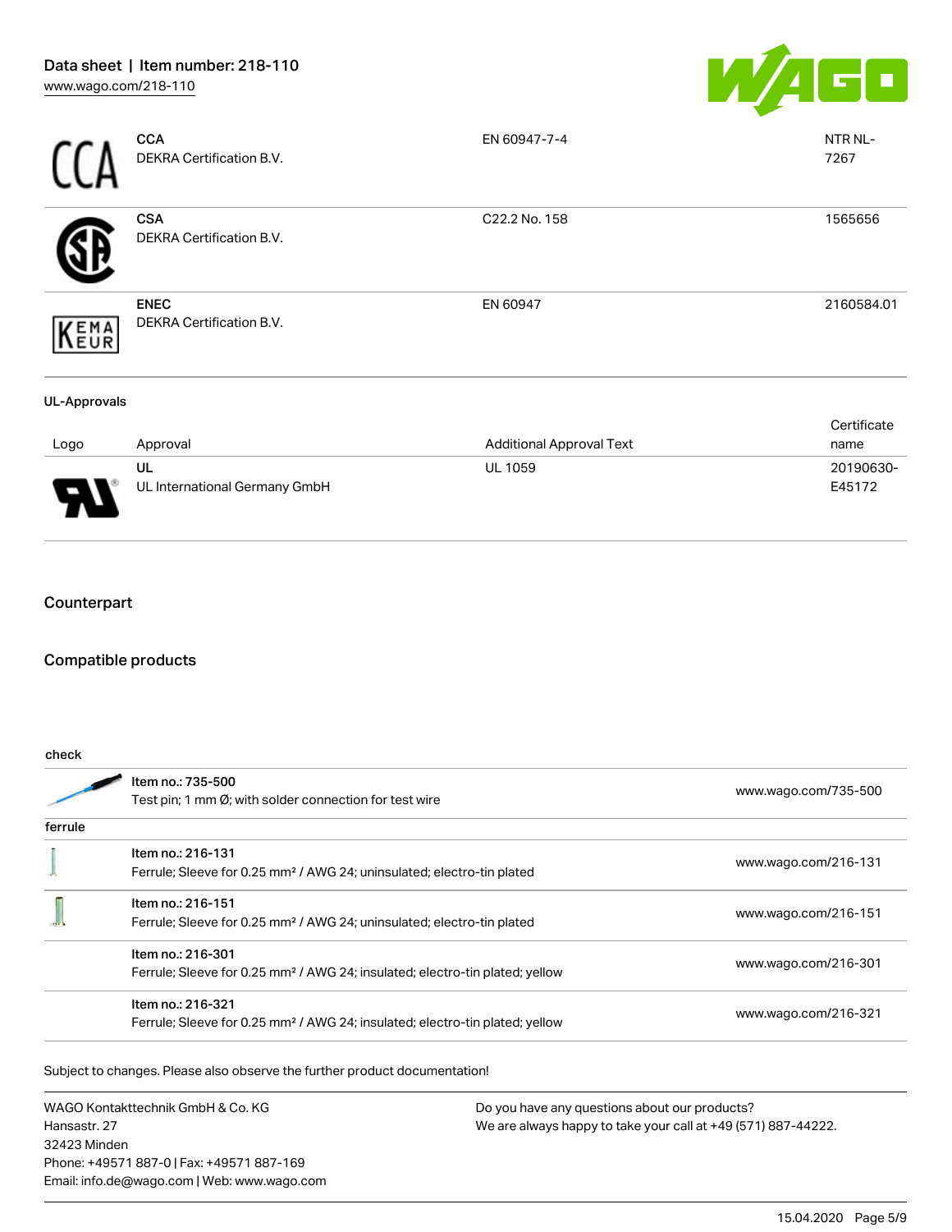| Logo | Approval | Additional Approval Text | Certificate name |
|---|---|---|---|
| CCA | **CCA**<br>DEKRA Certification B.V. | EN 60947-7-4 | NTR NL-7267 |
| | **CSA**<br>DEKRA Certification B.V. | C22.2 No. 158 | 1565656 |
| KEMA EUR | **ENEC**<br>DEKRA Certification B.V. | EN 60947 | 2160584.01 |

**UL-Approvals**

| Logo | Approval | Additional Approval Text | Certificate name |
|---|---|---|---|
| | **UL**<br>UL International Germany GmbH | UL 1059 | 20190630-E45172 |

## Counterpart

## Compatible products

**check**

| | | |
|---|---|---|
| | Item no.: 735-500<br>Test pin; 1 mm Ø; with solder connection for test wire | www.wago.com/735-500 |

**ferrule**

| | | |
|---|---|---|
| | Item no.: 216-131<br>Ferrule; Sleeve for 0.25 mm² / AWG 24; uninsulated; electro-tin plated | www.wago.com/216-131 |
| | Item no.: 216-151<br>Ferrule; Sleeve for 0.25 mm² / AWG 24; uninsulated; electro-tin plated | www.wago.com/216-151 |
| | Item no.: 216-301<br>Ferrule; Sleeve for 0.25 mm² / AWG 24; insulated; electro-tin plated; yellow | www.wago.com/216-301 |
| | Item no.: 216-321<br>Ferrule; Sleeve for 0.25 mm² / AWG 24; insulated; electro-tin plated; yellow | www.wago.com/216-321 |

Subject to changes. Please also observe the further product documentation!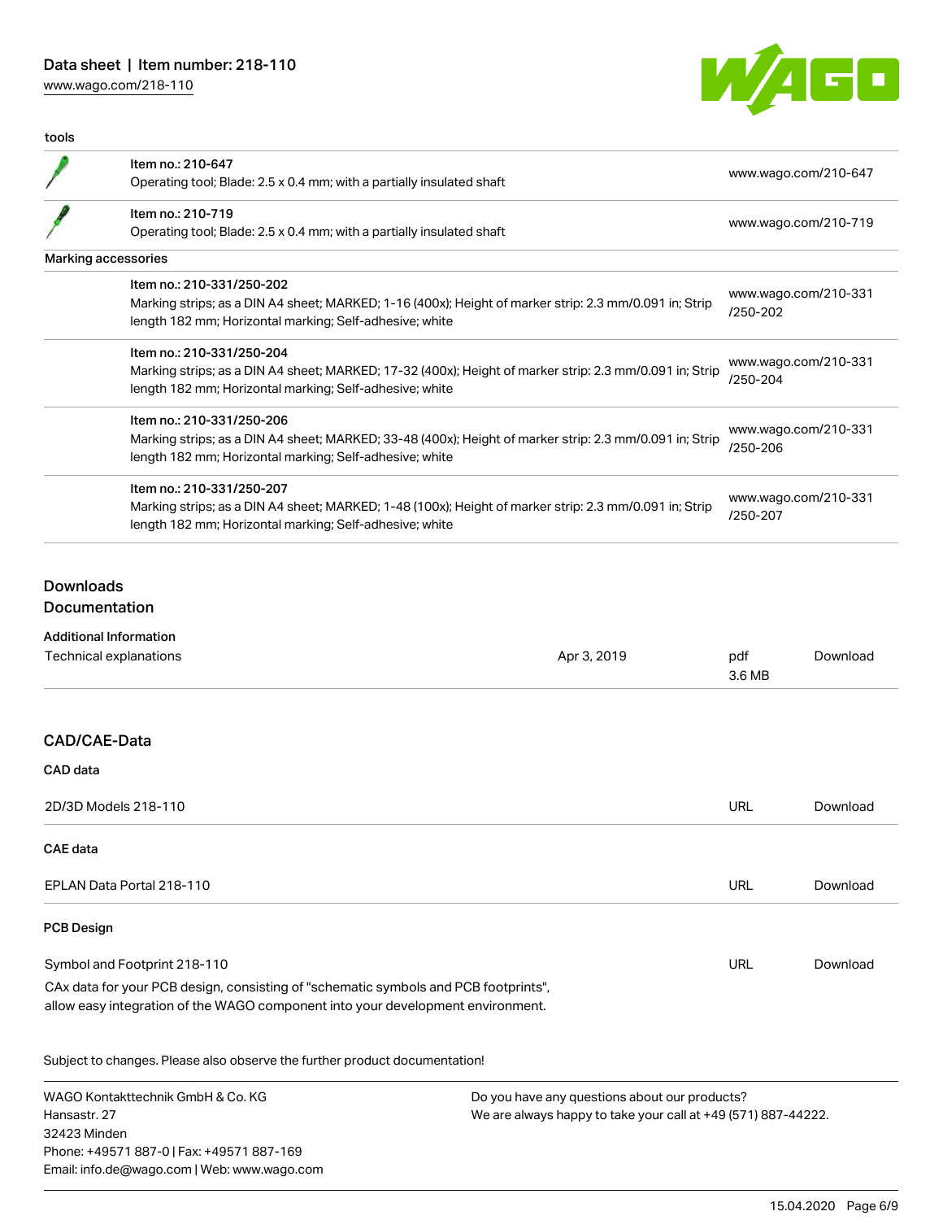tools

| | | |
|---|---|---|
| | Item no.: 210-647<br>Operating tool; Blade: 2.5 x 0.4 mm; with a partially insulated shaft | www.wago.com/210-647 |
| | Item no.: 210-719<br>Operating tool; Blade: 2.5 x 0.4 mm; with a partially insulated shaft | www.wago.com/210-719 |

Marking accessories

| | | |
|---|---|---|
| | Item no.: 210-331/250-202<br>Marking strips; as a DIN A4 sheet; MARKED; 1-16 (400x); Height of marker strip: 2.3 mm/0.091 in; Strip length 182 mm; Horizontal marking; Self-adhesive; white | www.wago.com/210-331/250-202 |
| | Item no.: 210-331/250-204<br>Marking strips; as a DIN A4 sheet; MARKED; 17-32 (400x); Height of marker strip: 2.3 mm/0.091 in; Strip length 182 mm; Horizontal marking; Self-adhesive; white | www.wago.com/210-331/250-204 |
| | Item no.: 210-331/250-206<br>Marking strips; as a DIN A4 sheet; MARKED; 33-48 (400x); Height of marker strip: 2.3 mm/0.091 in; Strip length 182 mm; Horizontal marking; Self-adhesive; white | www.wago.com/210-331/250-206 |
| | Item no.: 210-331/250-207<br>Marking strips; as a DIN A4 sheet; MARKED; 1-48 (100x); Height of marker strip: 2.3 mm/0.091 in; Strip length 182 mm; Horizontal marking; Self-adhesive; white | www.wago.com/210-331/250-207 |

## Downloads
## Documentation

**Additional Information**

| | | | |
|---|---|---|---|
| Technical explanations | Apr 3, 2019 | pdf<br>3.6 MB | Download |

## CAD/CAE-Data

**CAD data**

| | | |
|---|---|---|
| 2D/3D Models 218-110 | URL | Download |

**CAE data**

| | | |
|---|---|---|
| EPLAN Data Portal 218-110 | URL | Download |

**PCB Design**

| | | |
|---|---|---|
| Symbol and Footprint 218-110 | URL | Download |

CAx data for your PCB design, consisting of "schematic symbols and PCB footprints", allow easy integration of the WAGO component into your development environment.

Subject to changes. Please also observe the further product documentation!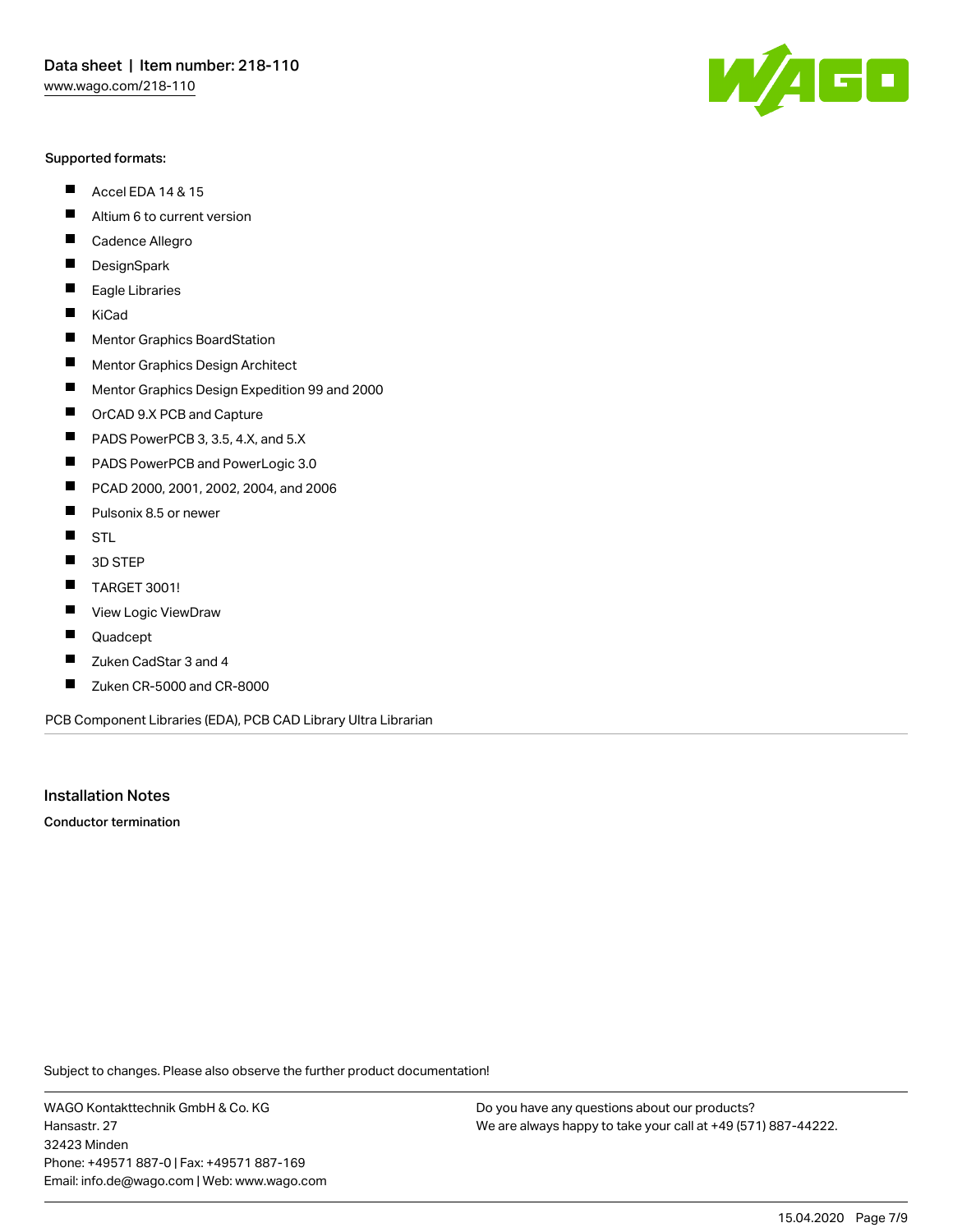Supported formats:

- Accel EDA 14 & 15
- Altium 6 to current version
- Cadence Allegro
- DesignSpark
- Eagle Libraries
- KiCad
- Mentor Graphics BoardStation
- Mentor Graphics Design Architect
- Mentor Graphics Design Expedition 99 and 2000
- OrCAD 9.X PCB and Capture
- PADS PowerPCB 3, 3.5, 4.X, and 5.X
- PADS PowerPCB and PowerLogic 3.0
- PCAD 2000, 2001, 2002, 2004, and 2006
- Pulsonix 8.5 or newer
- STL
- 3D STEP
- TARGET 3001!
- View Logic ViewDraw
- Quadcept
- Zuken CadStar 3 and 4
- Zuken CR-5000 and CR-8000

PCB Component Libraries (EDA), PCB CAD Library Ultra Librarian

## Installation Notes

**Conductor termination**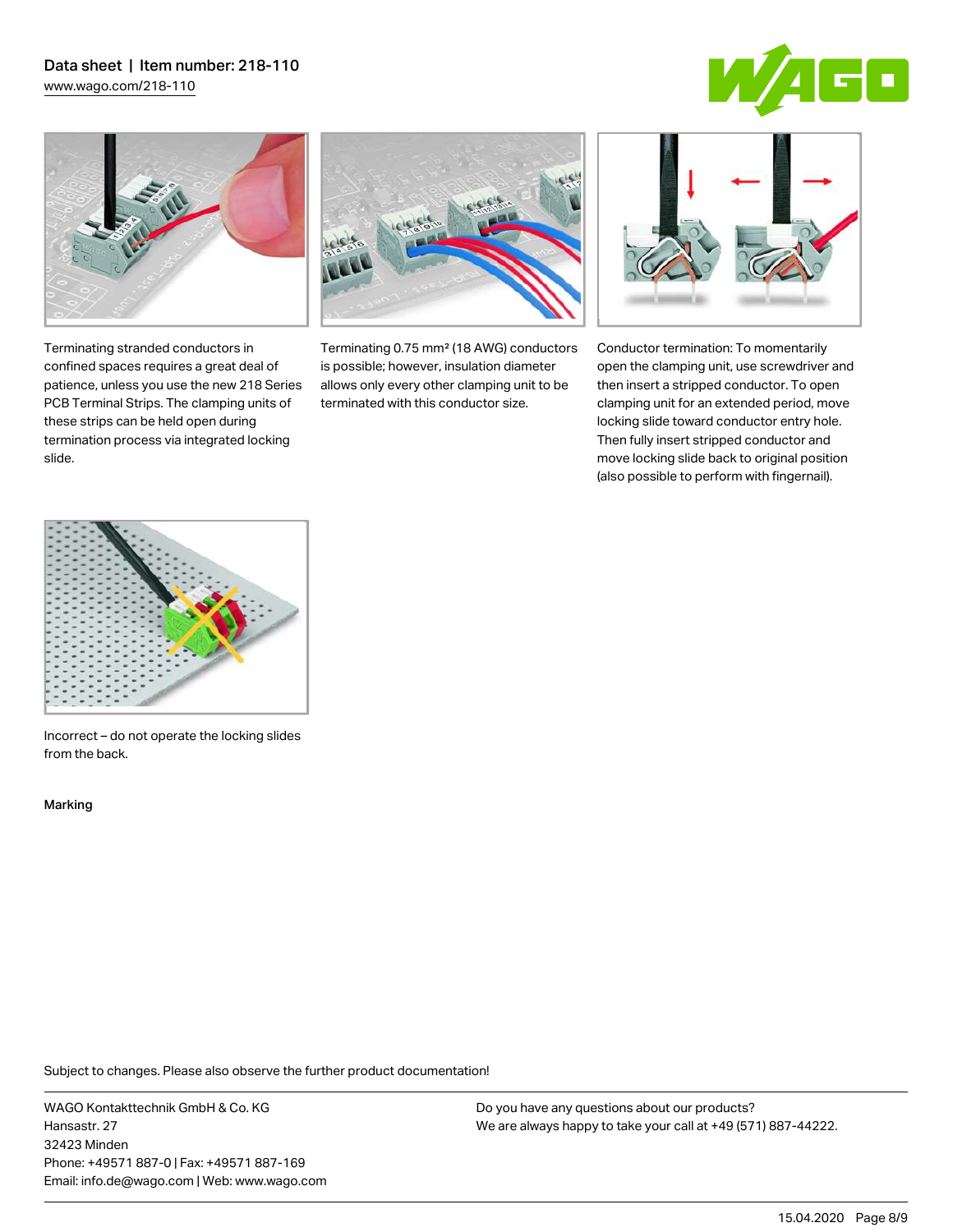Terminating stranded conductors in confined spaces requires a great deal of patience, unless you use the new 218 Series PCB Terminal Strips. The clamping units of these strips can be held open during termination process via integrated locking slide.

Terminating 0.75 mm² (18 AWG) conductors is possible; however, insulation diameter allows only every other clamping unit to be terminated with this conductor size.

Conductor termination: To momentarily open the clamping unit, use screwdriver and then insert a stripped conductor. To open clamping unit for an extended period, move locking slide toward conductor entry hole. Then fully insert stripped conductor and move locking slide back to original position (also possible to perform with fingernail).

Incorrect – do not operate the locking slides from the back.

Marking

Subject to changes. Please also observe the further product documentation!

WAGO Kontakttechnik GmbH & Co. KG
Hansastr. 27
32423 Minden
Phone: +49571 887-0 | Fax: +49571 887-169
Email: info.de@wago.com | Web: www.wago.com

Do you have any questions about our products?
We are always happy to take your call at +49 (571) 887-44222.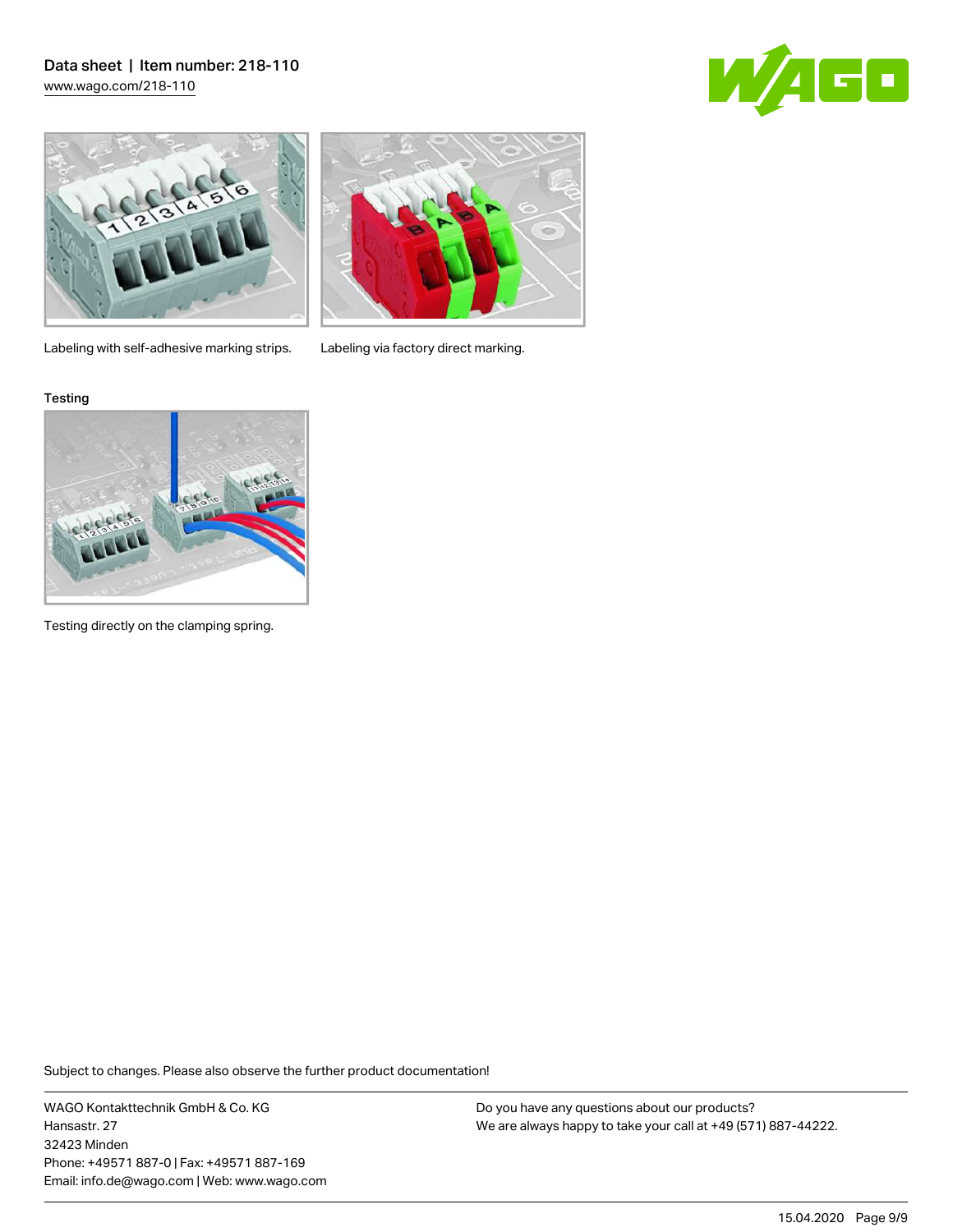Labeling with self-adhesive marking strips.

Labeling via factory direct marking.

## Testing

Testing directly on the clamping spring.

Subject to changes. Please also observe the further product documentation!

WAGO Kontakttechnik GmbH & Co. KG
Hansastr. 27
32423 Minden
Phone: +49571 887-0 | Fax: +49571 887-169
Email: info.de@wago.com | Web: www.wago.com

Do you have any questions about our products?
We are always happy to take your call at +49 (571) 887-44222.